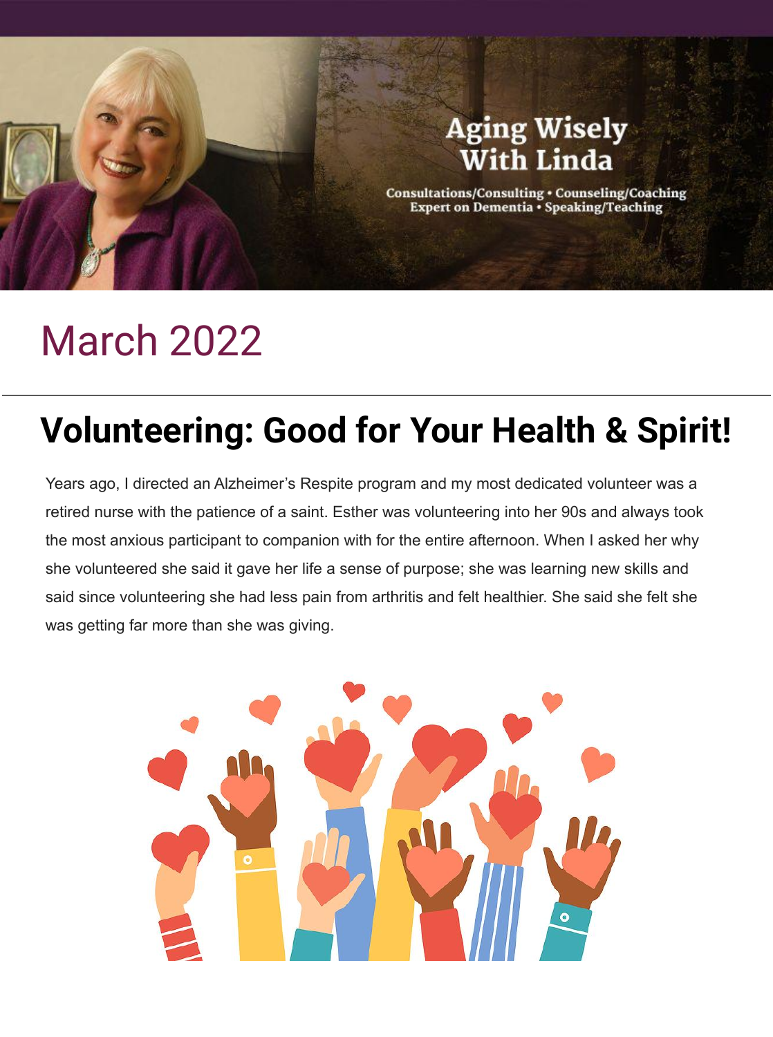# Aging Wisely With Linda

Consultations/Consulting • Counseling/Coaching
Expert on Dementia • Speaking/Teaching

# March 2022

---

## Volunteering: Good for Your Health & Spirit!

Years ago, I directed an Alzheimer's Respite program and my most dedicated volunteer was a retired nurse with the patience of a saint. Esther was volunteering into her 90s and always took the most anxious participant to companion with for the entire afternoon. When I asked her why she volunteered she said it gave her life a sense of purpose; she was learning new skills and said since volunteering she had less pain from arthritis and felt healthier. She said she felt she was getting far more than she was giving.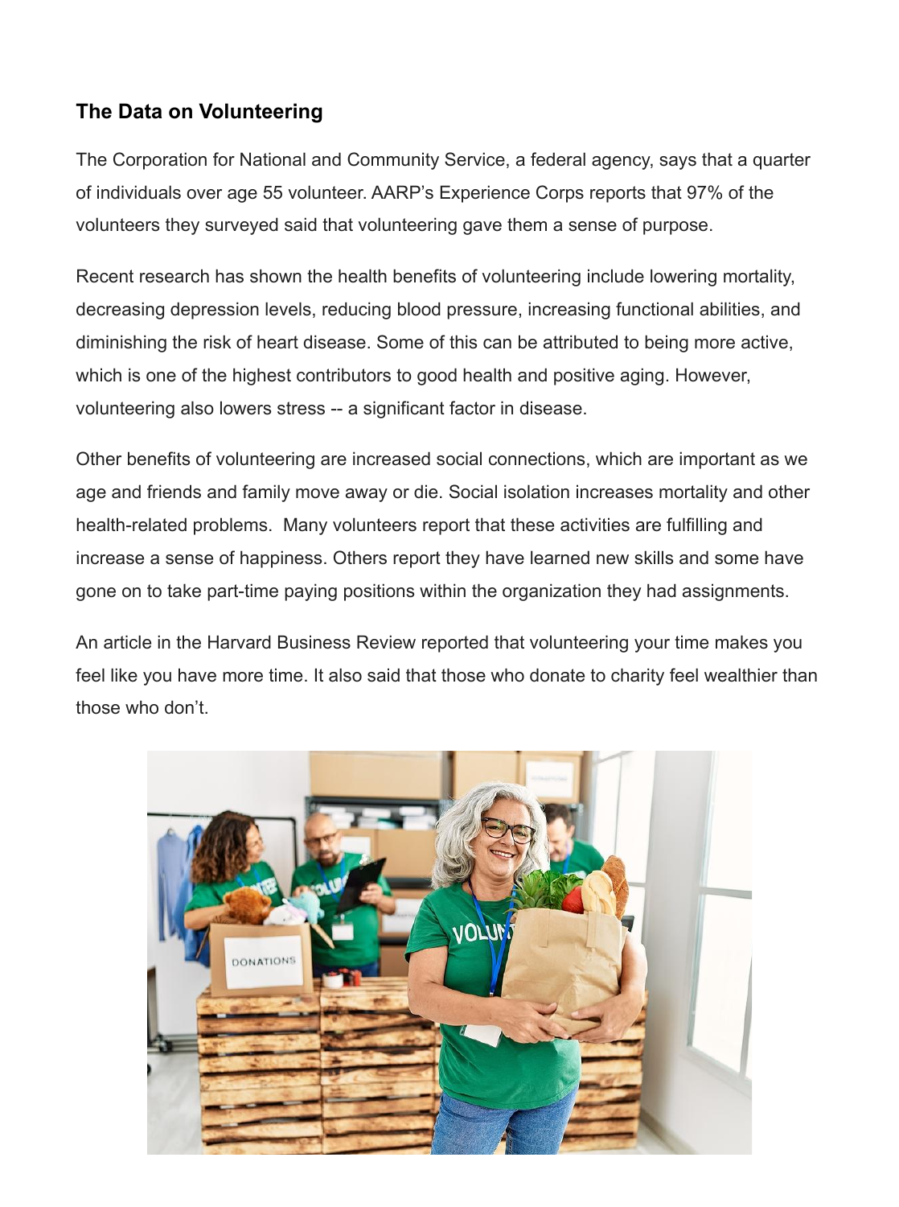### The Data on Volunteering

The Corporation for National and Community Service, a federal agency, says that a quarter of individuals over age 55 volunteer. AARP's Experience Corps reports that 97% of the volunteers they surveyed said that volunteering gave them a sense of purpose.

Recent research has shown the health benefits of volunteering include lowering mortality, decreasing depression levels, reducing blood pressure, increasing functional abilities, and diminishing the risk of heart disease. Some of this can be attributed to being more active, which is one of the highest contributors to good health and positive aging. However, volunteering also lowers stress -- a significant factor in disease.

Other benefits of volunteering are increased social connections, which are important as we age and friends and family move away or die. Social isolation increases mortality and other health-related problems.  Many volunteers report that these activities are fulfilling and increase a sense of happiness. Others report they have learned new skills and some have gone on to take part-time paying positions within the organization they had assignments.

An article in the Harvard Business Review reported that volunteering your time makes you feel like you have more time. It also said that those who donate to charity feel wealthier than those who don't.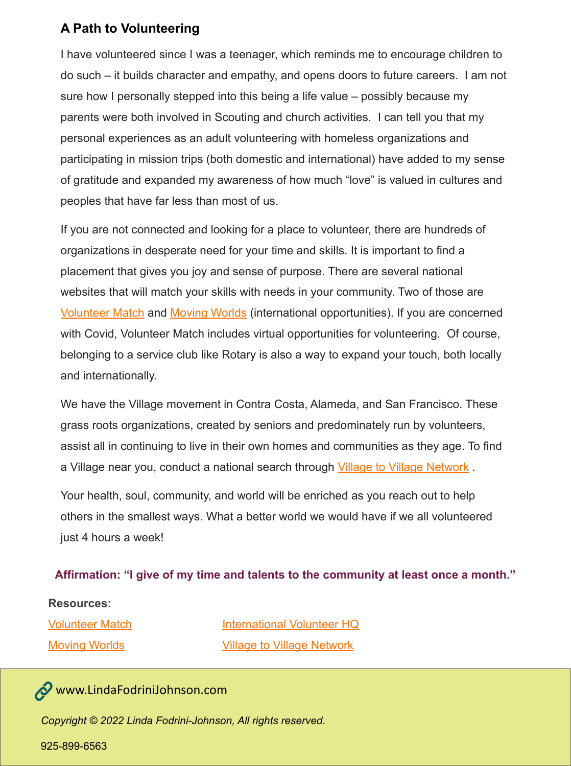## A Path to Volunteering

I have volunteered since I was a teenager, which reminds me to encourage children to do such – it builds character and empathy, and opens doors to future careers. I am not sure how I personally stepped into this being a life value – possibly because my parents were both involved in Scouting and church activities. I can tell you that my personal experiences as an adult volunteering with homeless organizations and participating in mission trips (both domestic and international) have added to my sense of gratitude and expanded my awareness of how much "love" is valued in cultures and peoples that have far less than most of us.

If you are not connected and looking for a place to volunteer, there are hundreds of organizations in desperate need for your time and skills. It is important to find a placement that gives you joy and sense of purpose. There are several national websites that will match your skills with needs in your community. Two of those are Volunteer Match and Moving Worlds (international opportunities). If you are concerned with Covid, Volunteer Match includes virtual opportunities for volunteering. Of course, belonging to a service club like Rotary is also a way to expand your touch, both locally and internationally.

We have the Village movement in Contra Costa, Alameda, and San Francisco. These grass roots organizations, created by seniors and predominately run by volunteers, assist all in continuing to live in their own homes and communities as they age. To find a Village near you, conduct a national search through Village to Village Network .

Your health, soul, community, and world will be enriched as you reach out to help others in the smallest ways. What a better world we would have if we all volunteered just 4 hours a week!

**Affirmation: "I give of my time and talents to the community at least once a month."**

**Resources:**

- Volunteer Match
- Moving Worlds
- International Volunteer HQ
- Village to Village Network

www.LindaFodriniJohnson.com

*Copyright © 2022 Linda Fodrini-Johnson, All rights reserved.*

925-899-6563